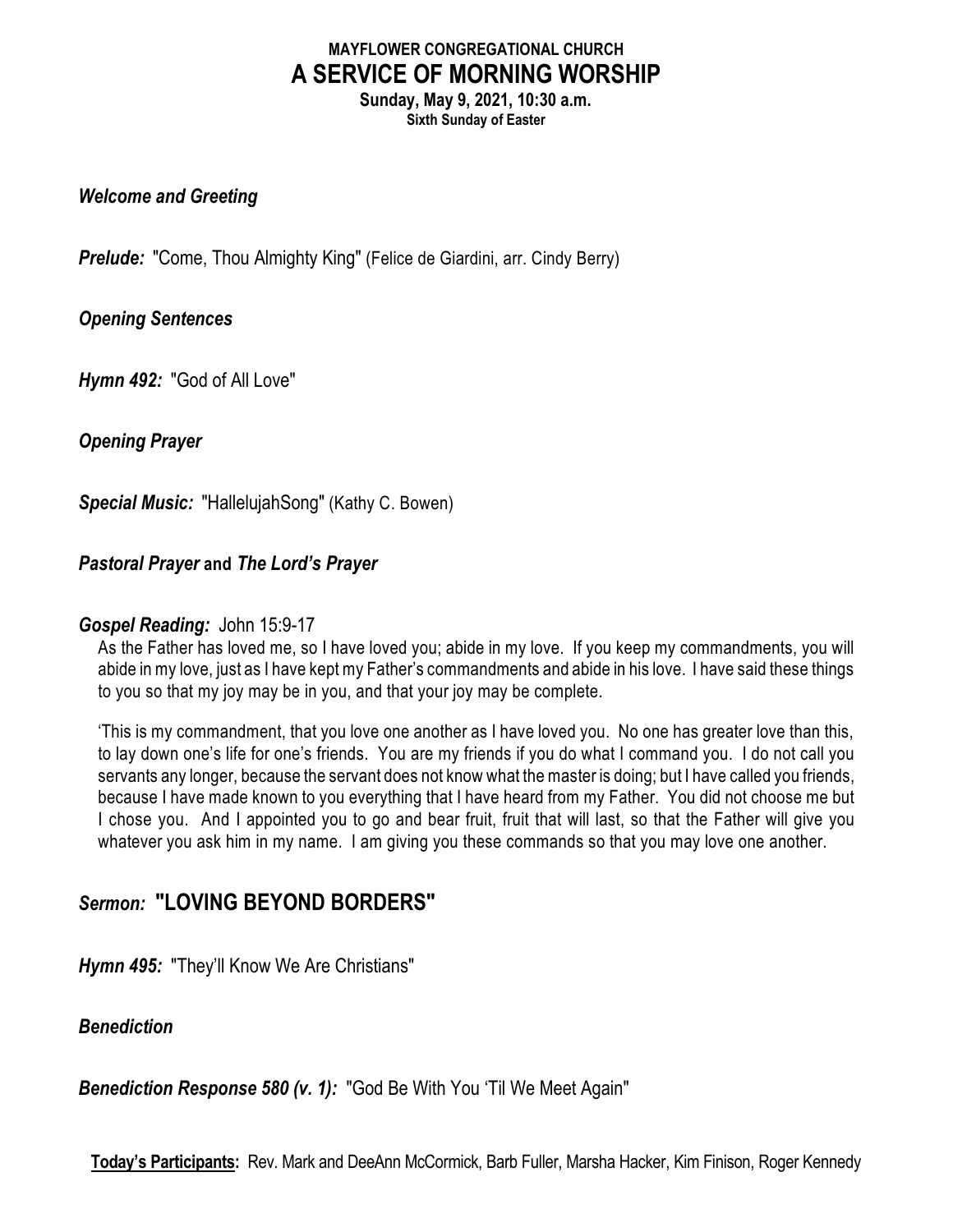**MAYFLOWER CONGREGATIONAL CHURCH**

# A SERVICE OF MORNING WORSHIP

**Sunday, May 9, 2021, 10:30 a.m.**
**Sixth Sunday of Easter**

***Welcome and Greeting***

***Prelude:*** "Come, Thou Almighty King" (Felice de Giardini, arr. Cindy Berry)

***Opening Sentences***

***Hymn 492:*** "God of All Love"

***Opening Prayer***

***Special Music:*** "HallelujahSong" (Kathy C. Bowen)

***Pastoral Prayer* and *The Lord's Prayer***

***Gospel Reading:*** John 15:9-17

As the Father has loved me, so I have loved you; abide in my love. If you keep my commandments, you will abide in my love, just as I have kept my Father's commandments and abide in his love. I have said these things to you so that my joy may be in you, and that your joy may be complete.

'This is my commandment, that you love one another as I have loved you. No one has greater love than this, to lay down one's life for one's friends. You are my friends if you do what I command you. I do not call you servants any longer, because the servant does not know what the master is doing; but I have called you friends, because I have made known to you everything that I have heard from my Father. You did not choose me but I chose you. And I appointed you to go and bear fruit, fruit that will last, so that the Father will give you whatever you ask him in my name. I am giving you these commands so that you may love one another.

## *Sermon:* "LOVING BEYOND BORDERS"

***Hymn 495:*** "They'll Know We Are Christians"

***Benediction***

***Benediction Response 580 (v. 1):*** "God Be With You 'Til We Meet Again"

**Today's Participants:** Rev. Mark and DeeAnn McCormick, Barb Fuller, Marsha Hacker, Kim Finison, Roger Kennedy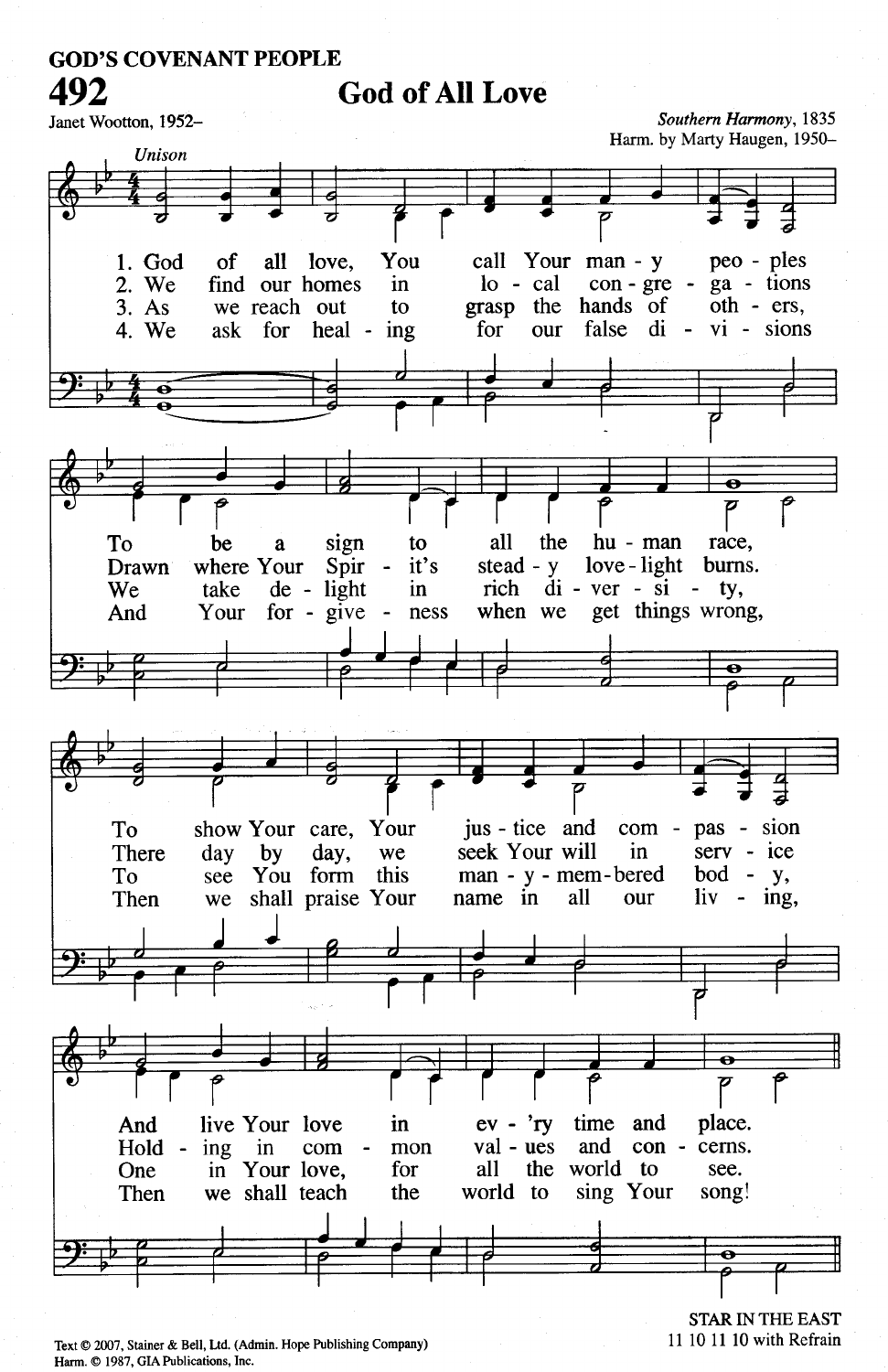GOD'S COVENANT PEOPLE

# 492 God of All Love

Janet Wootton, 1952–

*Southern Harmony*, 1835
Harm. by Marty Haugen, 1950–

*Unison*

1. God of all love, You call Your man-y peo-ples
To be a sign to all the hu-man race,
To show Your care, Your jus-tice and com-pas-sion
And live Your love in ev-'ry time and place.

2. We find our homes in lo-cal con-gre-ga-tions
Drawn where Your Spir-it's stead-y love-light burns.
There day by day, we seek Your will in serv-ice
Hold-ing in com-mon val-ues and con-cerns.

3. As we reach out to grasp the hands of oth-ers,
We take de-light in rich di-ver-si-ty,
To see You form this man-y-mem-bered bod-y,
One in Your love, for all the world to see.

4. We ask for heal-ing for our false di-vi-sions
And Your for-give-ness when we get things wrong,
Then we shall praise Your name in all our liv-ing,
Then we shall teach the world to sing Your song!

Text © 2007, Stainer & Bell, Ltd. (Admin. Hope Publishing Company)
Harm. © 1987, GIA Publications, Inc.

STAR IN THE EAST
11 10 11 10 with Refrain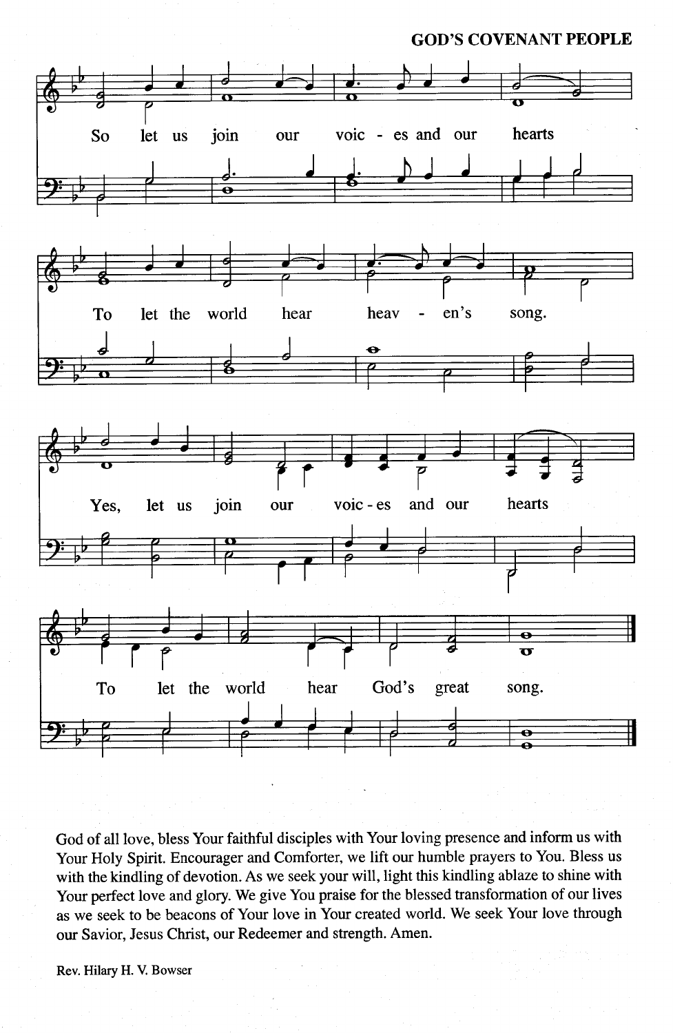## GOD'S COVENANT PEOPLE

So let us join our voic - es and our hearts

To let the world hear heav - en's song.

Yes, let us join our voic - es and our hearts

To let the world hear God's great song.

God of all love, bless Your faithful disciples with Your loving presence and inform us with Your Holy Spirit. Encourager and Comforter, we lift our humble prayers to You. Bless us with the kindling of devotion. As we seek your will, light this kindling ablaze to shine with Your perfect love and glory. We give You praise for the blessed transformation of our lives as we seek to be beacons of Your love in Your created world. We seek Your love through our Savior, Jesus Christ, our Redeemer and strength. Amen.

Rev. Hilary H. V. Bowser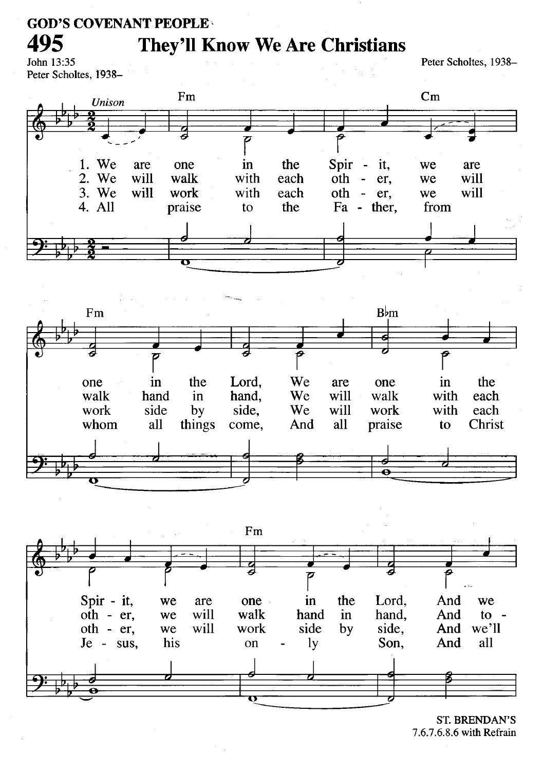GOD'S COVENANT PEOPLE

# 495 They'll Know We Are Christians

John 13:35
Peter Scholtes, 1938–

Peter Scholtes, 1938–

*Unison*

Fm Cm Fm B♭m Fm

1. We are one in the Spir - it, we are one in the Lord, We are one in the Spir - it, we are one in the Lord, And we
2. We will walk with each oth - er, we will walk hand in hand, We will walk with each oth - er, we will walk hand in hand, And to -
3. We will work with each oth - er, we will work side by side, We will work with each oth - er, we will work side by side, And we'll
4. All praise to the Fa - ther, from whom all things come, And all praise to Christ Je - sus, his on - ly Son, And all

ST. BRENDAN'S
7.6.7.6.8.6 with Refrain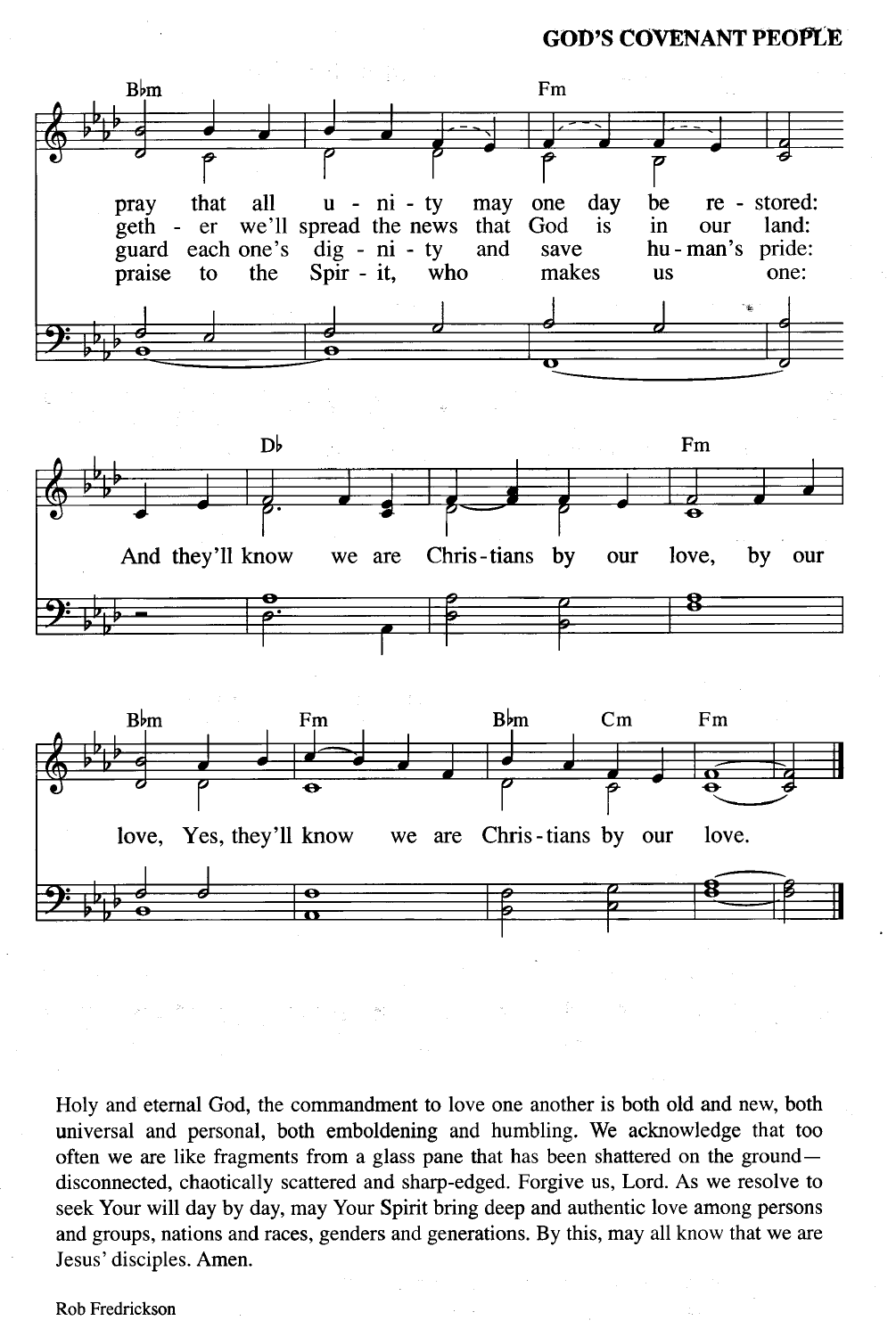pray that all u - ni - ty may one day be re - stored:
geth - er we'll spread the news that God is in our land:
guard each one's dig - ni - ty and save hu - man's pride:
praise to the Spir - it, who makes us one:

And they'll know we are Chris - tians by our love, by our

love, Yes, they'll know we are Chris - tians by our love.

Holy and eternal God, the commandment to love one another is both old and new, both universal and personal, both emboldening and humbling. We acknowledge that too often we are like fragments from a glass pane that has been shattered on the ground—disconnected, chaotically scattered and sharp-edged. Forgive us, Lord. As we resolve to seek Your will day by day, may Your Spirit bring deep and authentic love among persons and groups, nations and races, genders and generations. By this, may all know that we are Jesus' disciples. Amen.

Rob Fredrickson